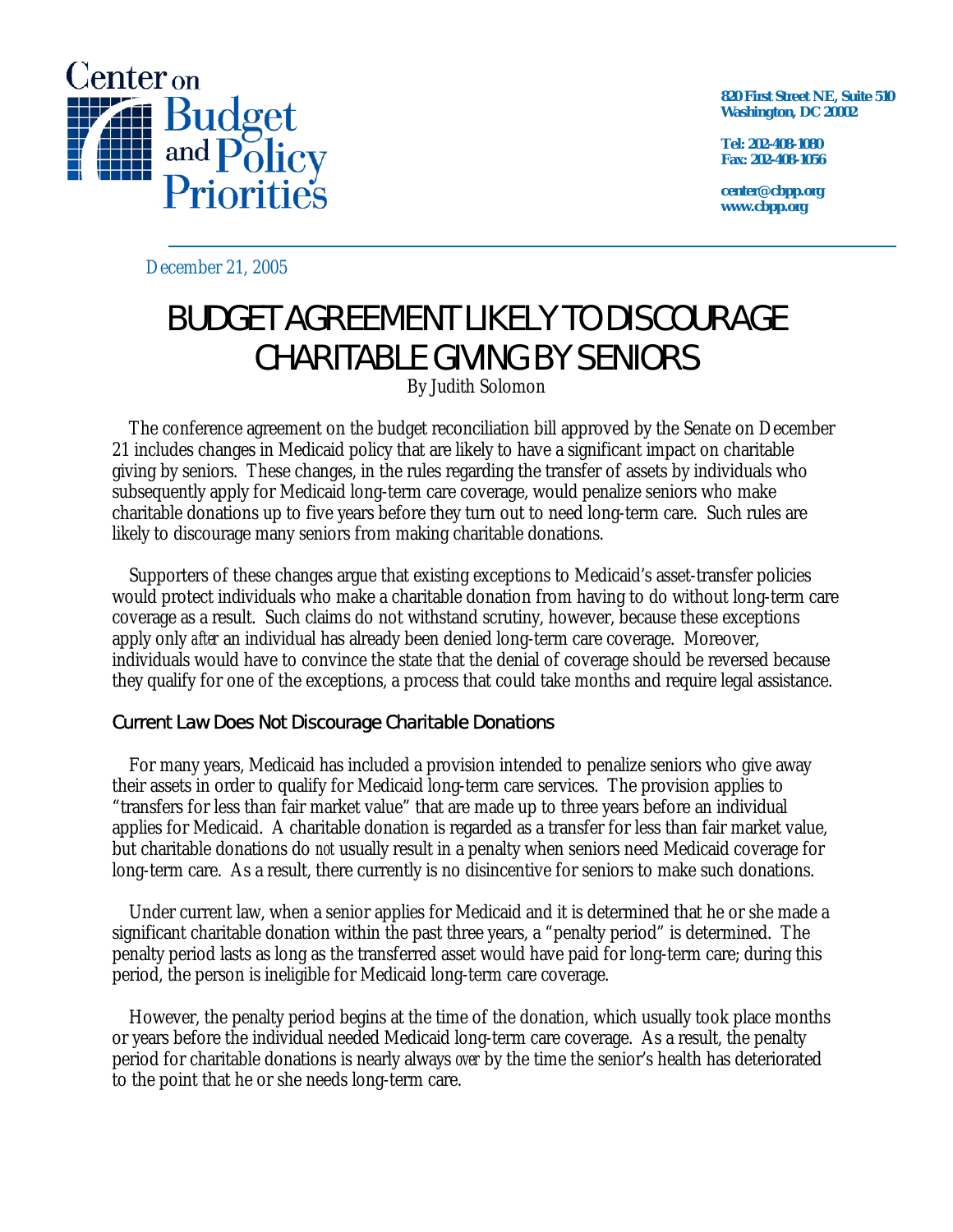Center on Budget and Policy Priorities

820 First Street NE, Suite 510
Washington, DC 20002

Tel: 202-408-1080
Fax: 202-408-1056

center@cbpp.org
www.cbpp.org

December 21, 2005

# BUDGET AGREEMENT LIKELY TO DISCOURAGE CHARITABLE GIVING BY SENIORS

By Judith Solomon

The conference agreement on the budget reconciliation bill approved by the Senate on December 21 includes changes in Medicaid policy that are likely to have a significant impact on charitable giving by seniors. These changes, in the rules regarding the transfer of assets by individuals who subsequently apply for Medicaid long-term care coverage, would penalize seniors who make charitable donations up to five years before they turn out to need long-term care. Such rules are likely to discourage many seniors from making charitable donations.

Supporters of these changes argue that existing exceptions to Medicaid's asset-transfer policies would protect individuals who make a charitable donation from having to do without long-term care coverage as a result. Such claims do not withstand scrutiny, however, because these exceptions apply only *after* an individual has already been denied long-term care coverage. Moreover, individuals would have to convince the state that the denial of coverage should be reversed because they qualify for one of the exceptions, a process that could take months and require legal assistance.

## Current Law Does Not Discourage Charitable Donations

For many years, Medicaid has included a provision intended to penalize seniors who give away their assets in order to qualify for Medicaid long-term care services. The provision applies to "transfers for less than fair market value" that are made up to three years before an individual applies for Medicaid. A charitable donation is regarded as a transfer for less than fair market value, but charitable donations do *not* usually result in a penalty when seniors need Medicaid coverage for long-term care. As a result, there currently is no disincentive for seniors to make such donations.

Under current law, when a senior applies for Medicaid and it is determined that he or she made a significant charitable donation within the past three years, a "penalty period" is determined. The penalty period lasts as long as the transferred asset would have paid for long-term care; during this period, the person is ineligible for Medicaid long-term care coverage.

However, the penalty period begins at the time of the donation, which usually took place months or years before the individual needed Medicaid long-term care coverage. As a result, the penalty period for charitable donations is nearly always *over* by the time the senior's health has deteriorated to the point that he or she needs long-term care.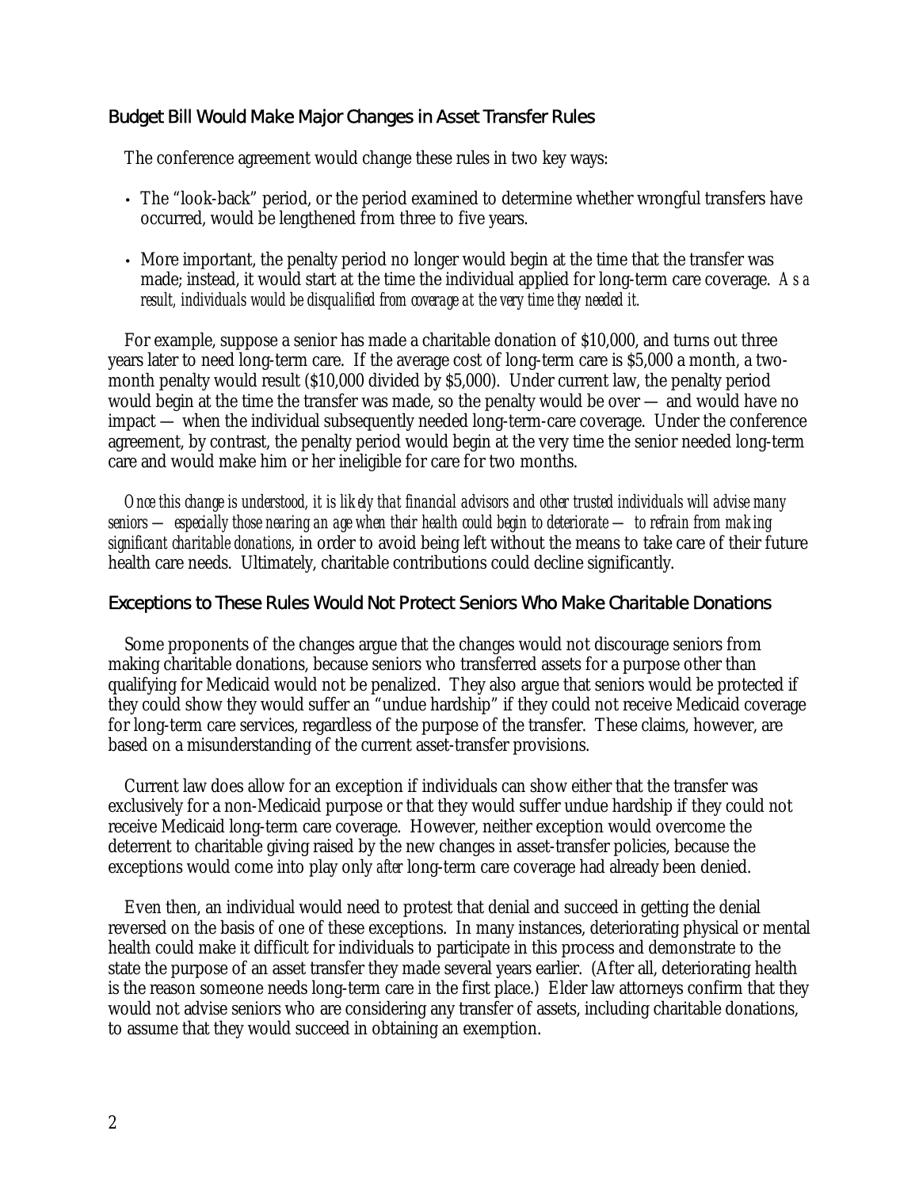## Budget Bill Would Make Major Changes in Asset Transfer Rules

The conference agreement would change these rules in two key ways:

- The "look-back" period, or the period examined to determine whether wrongful transfers have occurred, would be lengthened from three to five years.
- More important, the penalty period no longer would begin at the time that the transfer was made; instead, it would start at the time the individual applied for long-term care coverage. *As a result, individuals would be disqualified from coverage at the very time they needed it.*

For example, suppose a senior has made a charitable donation of $10,000, and turns out three years later to need long-term care. If the average cost of long-term care is $5,000 a month, a two-month penalty would result ($10,000 divided by $5,000). Under current law, the penalty period would begin at the time the transfer was made, so the penalty would be over — and would have no impact — when the individual subsequently needed long-term-care coverage. Under the conference agreement, by contrast, the penalty period would begin at the very time the senior needed long-term care and would make him or her ineligible for care for two months.

*Once this change is understood, it is likely that financial advisors and other trusted individuals will advise many seniors — especially those nearing an age when their health could begin to deteriorate — to refrain from making significant charitable donations*, in order to avoid being left without the means to take care of their future health care needs. Ultimately, charitable contributions could decline significantly.

## Exceptions to These Rules Would Not Protect Seniors Who Make Charitable Donations

Some proponents of the changes argue that the changes would not discourage seniors from making charitable donations, because seniors who transferred assets for a purpose other than qualifying for Medicaid would not be penalized. They also argue that seniors would be protected if they could show they would suffer an "undue hardship" if they could not receive Medicaid coverage for long-term care services, regardless of the purpose of the transfer. These claims, however, are based on a misunderstanding of the current asset-transfer provisions.

Current law does allow for an exception if individuals can show either that the transfer was exclusively for a non-Medicaid purpose or that they would suffer undue hardship if they could not receive Medicaid long-term care coverage. However, neither exception would overcome the deterrent to charitable giving raised by the new changes in asset-transfer policies, because the exceptions would come into play only *after* long-term care coverage had already been denied.

Even then, an individual would need to protest that denial and succeed in getting the denial reversed on the basis of one of these exceptions. In many instances, deteriorating physical or mental health could make it difficult for individuals to participate in this process and demonstrate to the state the purpose of an asset transfer they made several years earlier. (After all, deteriorating health is the reason someone needs long-term care in the first place.) Elder law attorneys confirm that they would not advise seniors who are considering any transfer of assets, including charitable donations, to assume that they would succeed in obtaining an exemption.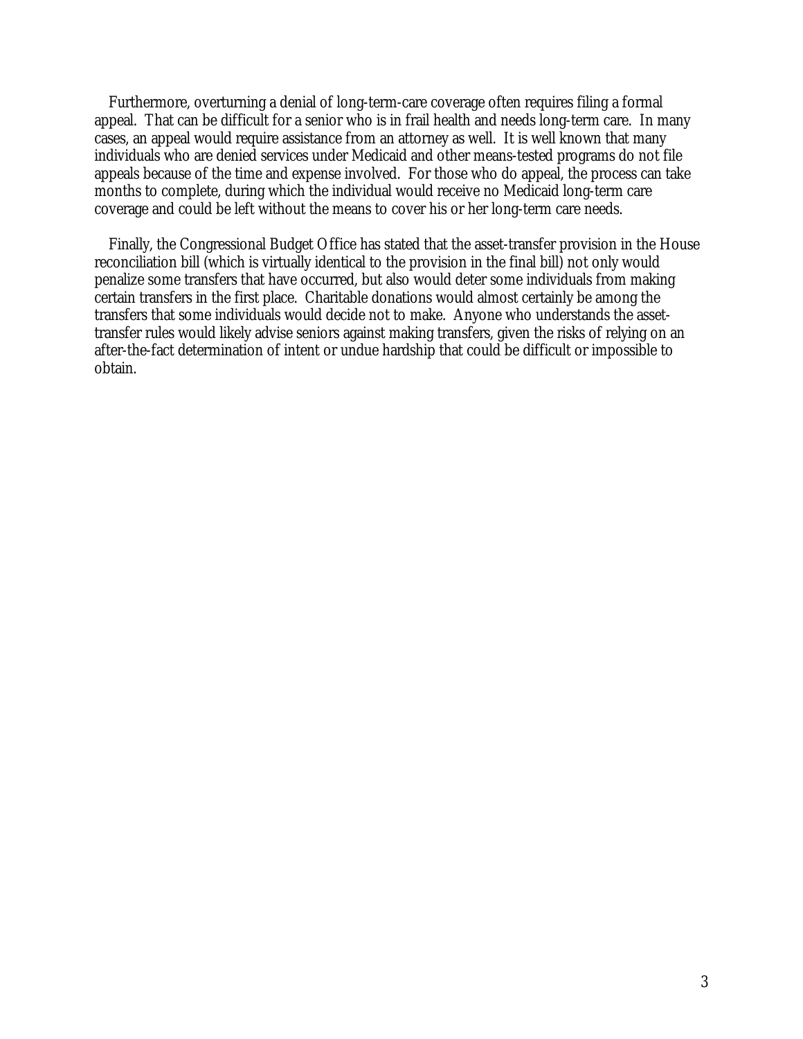Furthermore, overturning a denial of long-term-care coverage often requires filing a formal appeal. That can be difficult for a senior who is in frail health and needs long-term care. In many cases, an appeal would require assistance from an attorney as well. It is well known that many individuals who are denied services under Medicaid and other means-tested programs do not file appeals because of the time and expense involved. For those who do appeal, the process can take months to complete, during which the individual would receive no Medicaid long-term care coverage and could be left without the means to cover his or her long-term care needs.

Finally, the Congressional Budget Office has stated that the asset-transfer provision in the House reconciliation bill (which is virtually identical to the provision in the final bill) not only would penalize some transfers that have occurred, but also would deter some individuals from making certain transfers in the first place. Charitable donations would almost certainly be among the transfers that some individuals would decide not to make. Anyone who understands the asset-transfer rules would likely advise seniors against making transfers, given the risks of relying on an after-the-fact determination of intent or undue hardship that could be difficult or impossible to obtain.